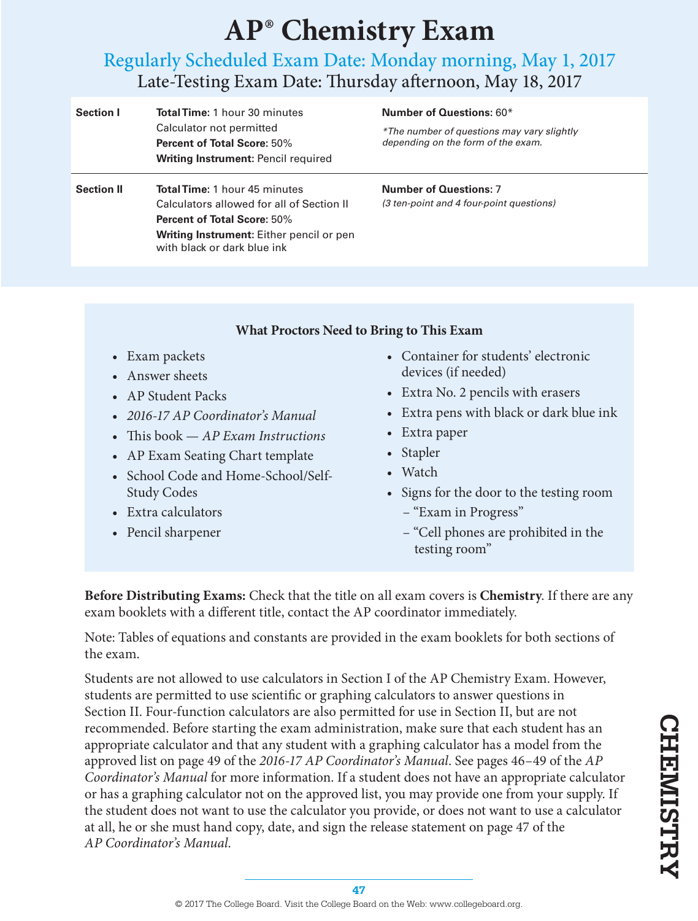# AP® Chemistry Exam

## Regularly Scheduled Exam Date: Monday morning, May 1, 2017

### Late-Testing Exam Date: Thursday afternoon, May 18, 2017

| Section | Details | Questions |
|---|---|---|
| **Section I** | **Total Time:** 1 hour 30 minutes<br>Calculator not permitted<br>**Percent of Total Score:** 50%<br>**Writing Instrument:** Pencil required | **Number of Questions:** 60*<br>*\*The number of questions may vary slightly depending on the form of the exam.* |
| **Section II** | **Total Time:** 1 hour 45 minutes<br>Calculators allowed for all of Section II<br>**Percent of Total Score:** 50%<br>**Writing Instrument:** Either pencil or pen with black or dark blue ink | **Number of Questions:** 7<br>*(3 ten-point and 4 four-point questions)* |

**What Proctors Need to Bring to This Exam**

- Exam packets
- Answer sheets
- AP Student Packs
- *2016-17 AP Coordinator's Manual*
- This book — *AP Exam Instructions*
- AP Exam Seating Chart template
- School Code and Home-School/Self-Study Codes
- Extra calculators
- Pencil sharpener
- Container for students' electronic devices (if needed)
- Extra No. 2 pencils with erasers
- Extra pens with black or dark blue ink
- Extra paper
- Stapler
- Watch
- Signs for the door to the testing room
  - "Exam in Progress"
  - "Cell phones are prohibited in the testing room"

**Before Distributing Exams:** Check that the title on all exam covers is **Chemistry**. If there are any exam booklets with a different title, contact the AP coordinator immediately.

Note: Tables of equations and constants are provided in the exam booklets for both sections of the exam.

Students are not allowed to use calculators in Section I of the AP Chemistry Exam. However, students are permitted to use scientific or graphing calculators to answer questions in Section II. Four-function calculators are also permitted for use in Section II, but are not recommended. Before starting the exam administration, make sure that each student has an appropriate calculator and that any student with a graphing calculator has a model from the approved list on page 49 of the *2016-17 AP Coordinator's Manual*. See pages 46–49 of the *AP Coordinator's Manual* for more information. If a student does not have an appropriate calculator or has a graphing calculator not on the approved list, you may provide one from your supply. If the student does not want to use the calculator you provide, or does not want to use a calculator at all, he or she must hand copy, date, and sign the release statement on page 47 of the *AP Coordinator's Manual*.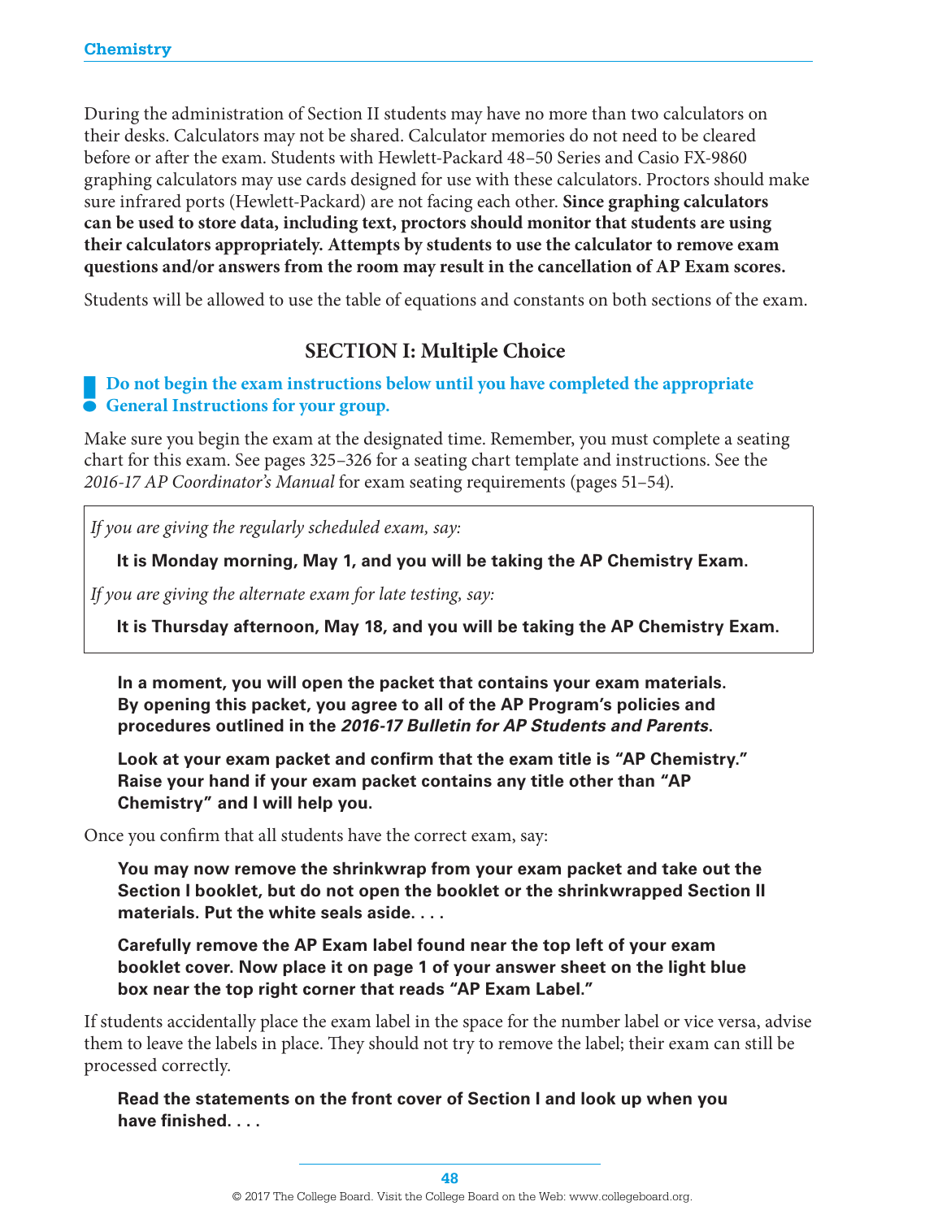During the administration of Section II students may have no more than two calculators on their desks. Calculators may not be shared. Calculator memories do not need to be cleared before or after the exam. Students with Hewlett-Packard 48–50 Series and Casio FX-9860 graphing calculators may use cards designed for use with these calculators. Proctors should make sure infrared ports (Hewlett-Packard) are not facing each other. **Since graphing calculators can be used to store data, including text, proctors should monitor that students are using their calculators appropriately. Attempts by students to use the calculator to remove exam questions and/or answers from the room may result in the cancellation of AP Exam scores.**

Students will be allowed to use the table of equations and constants on both sections of the exam.

## SECTION I: Multiple Choice

**Do not begin the exam instructions below until you have completed the appropriate General Instructions for your group.**

Make sure you begin the exam at the designated time. Remember, you must complete a seating chart for this exam. See pages 325–326 for a seating chart template and instructions. See the *2016-17 AP Coordinator's Manual* for exam seating requirements (pages 51–54).

*If you are giving the regularly scheduled exam, say:*

> **It is Monday morning, May 1, and you will be taking the AP Chemistry Exam.**

*If you are giving the alternate exam for late testing, say:*

> **It is Thursday afternoon, May 18, and you will be taking the AP Chemistry Exam.**

> **In a moment, you will open the packet that contains your exam materials. By opening this packet, you agree to all of the AP Program's policies and procedures outlined in the *2016-17 Bulletin for AP Students and Parents*.**
>
> **Look at your exam packet and confirm that the exam title is "AP Chemistry." Raise your hand if your exam packet contains any title other than "AP Chemistry" and I will help you.**

Once you confirm that all students have the correct exam, say:

> **You may now remove the shrinkwrap from your exam packet and take out the Section I booklet, but do not open the booklet or the shrinkwrapped Section II materials. Put the white seals aside. . . .**
>
> **Carefully remove the AP Exam label found near the top left of your exam booklet cover. Now place it on page 1 of your answer sheet on the light blue box near the top right corner that reads "AP Exam Label."**

If students accidentally place the exam label in the space for the number label or vice versa, advise them to leave the labels in place. They should not try to remove the label; their exam can still be processed correctly.

> **Read the statements on the front cover of Section I and look up when you have finished. . . .**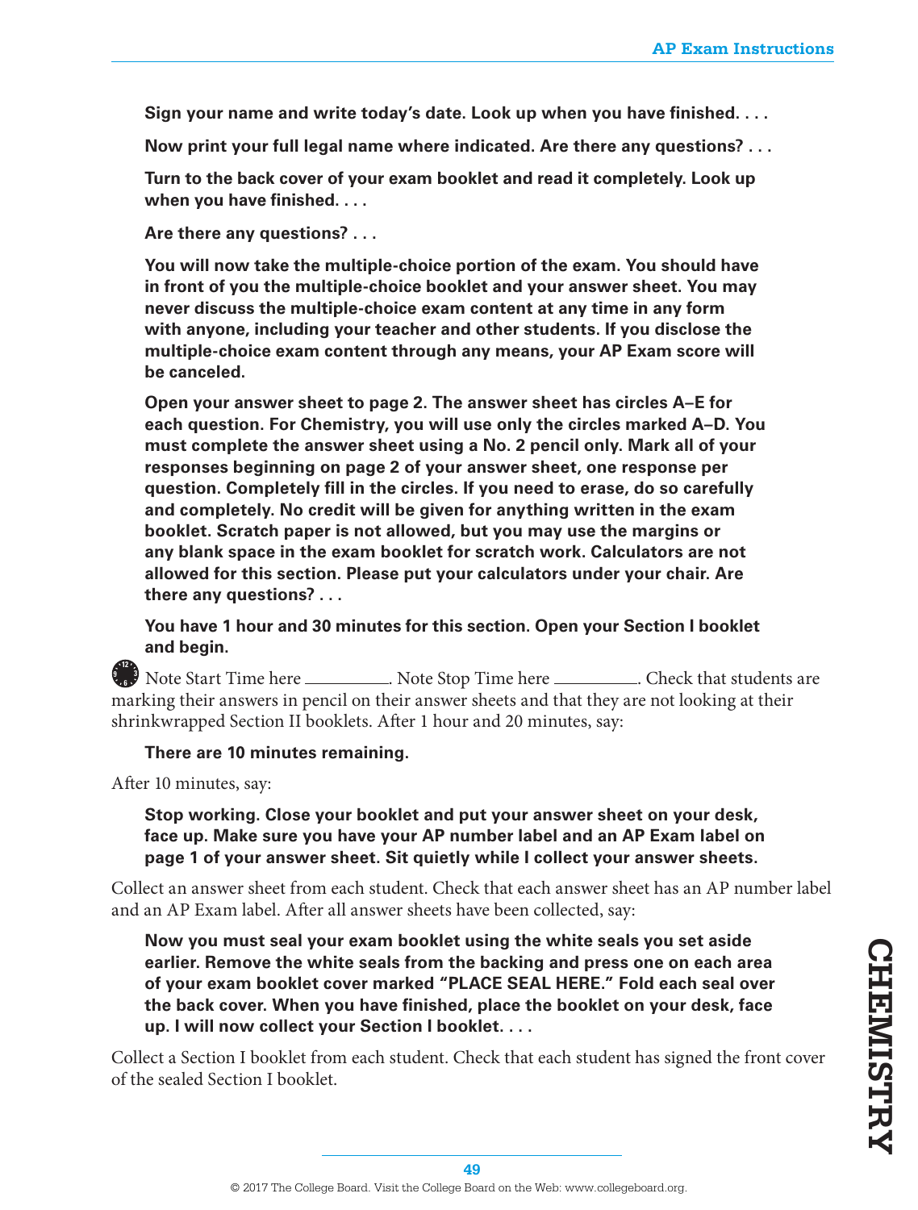**Sign your name and write today's date. Look up when you have finished. . . .**

**Now print your full legal name where indicated. Are there any questions? . . .**

**Turn to the back cover of your exam booklet and read it completely. Look up when you have finished. . . .**

**Are there any questions? . . .**

**You will now take the multiple-choice portion of the exam. You should have in front of you the multiple-choice booklet and your answer sheet. You may never discuss the multiple-choice exam content at any time in any form with anyone, including your teacher and other students. If you disclose the multiple-choice exam content through any means, your AP Exam score will be canceled.**

**Open your answer sheet to page 2. The answer sheet has circles A–E for each question. For Chemistry, you will use only the circles marked A–D. You must complete the answer sheet using a No. 2 pencil only. Mark all of your responses beginning on page 2 of your answer sheet, one response per question. Completely fill in the circles. If you need to erase, do so carefully and completely. No credit will be given for anything written in the exam booklet. Scratch paper is not allowed, but you may use the margins or any blank space in the exam booklet for scratch work. Calculators are not allowed for this section. Please put your calculators under your chair. Are there any questions? . . .**

**You have 1 hour and 30 minutes for this section. Open your Section I booklet and begin.**

Note Start Time here __________. Note Stop Time here __________. Check that students are marking their answers in pencil on their answer sheets and that they are not looking at their shrinkwrapped Section II booklets. After 1 hour and 20 minutes, say:

**There are 10 minutes remaining.**

After 10 minutes, say:

**Stop working. Close your booklet and put your answer sheet on your desk, face up. Make sure you have your AP number label and an AP Exam label on page 1 of your answer sheet. Sit quietly while I collect your answer sheets.**

Collect an answer sheet from each student. Check that each answer sheet has an AP number label and an AP Exam label. After all answer sheets have been collected, say:

**Now you must seal your exam booklet using the white seals you set aside earlier. Remove the white seals from the backing and press one on each area of your exam booklet cover marked "PLACE SEAL HERE." Fold each seal over the back cover. When you have finished, place the booklet on your desk, face up. I will now collect your Section I booklet. . . .**

Collect a Section I booklet from each student. Check that each student has signed the front cover of the sealed Section I booklet.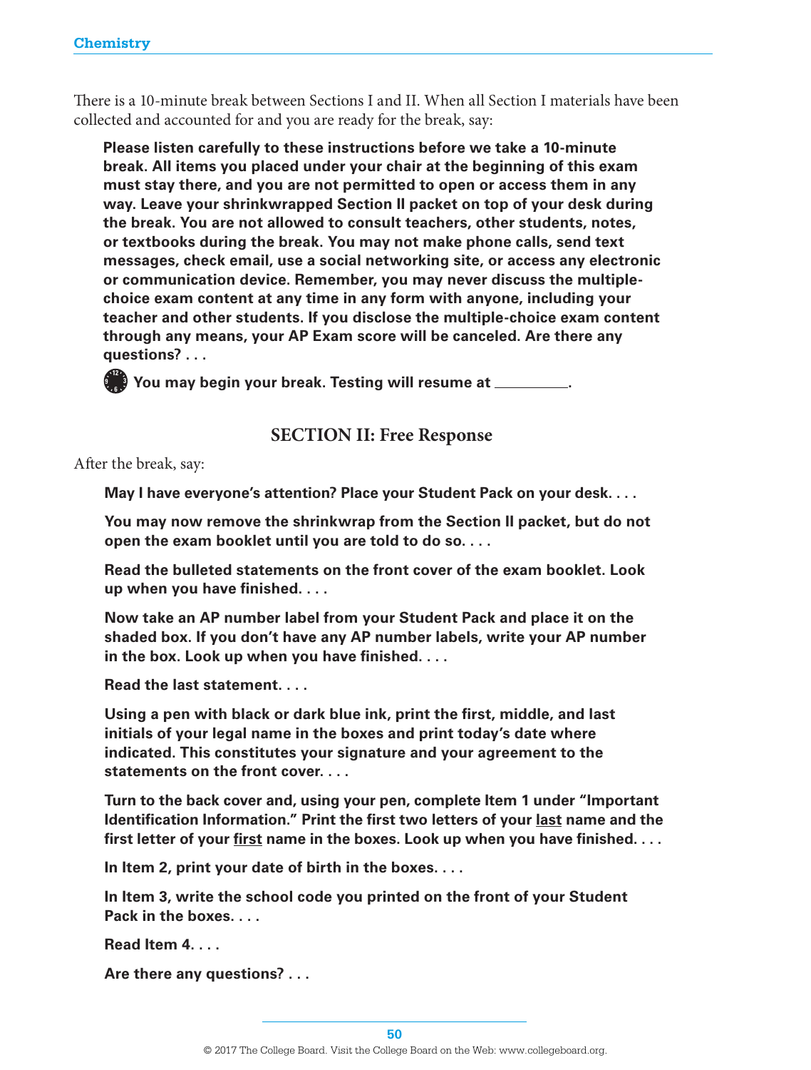There is a 10-minute break between Sections I and II. When all Section I materials have been collected and accounted for and you are ready for the break, say:

> **Please listen carefully to these instructions before we take a 10-minute break. All items you placed under your chair at the beginning of this exam must stay there, and you are not permitted to open or access them in any way. Leave your shrinkwrapped Section II packet on top of your desk during the break. You are not allowed to consult teachers, other students, notes, or textbooks during the break. You may not make phone calls, send text messages, check email, use a social networking site, or access any electronic or communication device. Remember, you may never discuss the multiple-choice exam content at any time in any form with anyone, including your teacher and other students. If you disclose the multiple-choice exam content through any means, your AP Exam score will be canceled. Are there any questions? . . .**
>
> **You may begin your break. Testing will resume at \_\_\_\_\_\_\_\_\_\_.**

## SECTION II: Free Response

After the break, say:

> **May I have everyone's attention? Place your Student Pack on your desk. . . .**
>
> **You may now remove the shrinkwrap from the Section II packet, but do not open the exam booklet until you are told to do so. . . .**
>
> **Read the bulleted statements on the front cover of the exam booklet. Look up when you have finished. . . .**
>
> **Now take an AP number label from your Student Pack and place it on the shaded box. If you don't have any AP number labels, write your AP number in the box. Look up when you have finished. . . .**
>
> **Read the last statement. . . .**
>
> **Using a pen with black or dark blue ink, print the first, middle, and last initials of your legal name in the boxes and print today's date where indicated. This constitutes your signature and your agreement to the statements on the front cover. . . .**
>
> **Turn to the back cover and, using your pen, complete Item 1 under "Important Identification Information." Print the first two letters of your <u>last</u> name and the first letter of your <u>first</u> name in the boxes. Look up when you have finished. . . .**
>
> **In Item 2, print your date of birth in the boxes. . . .**
>
> **In Item 3, write the school code you printed on the front of your Student Pack in the boxes. . . .**
>
> **Read Item 4. . . .**
>
> **Are there any questions? . . .**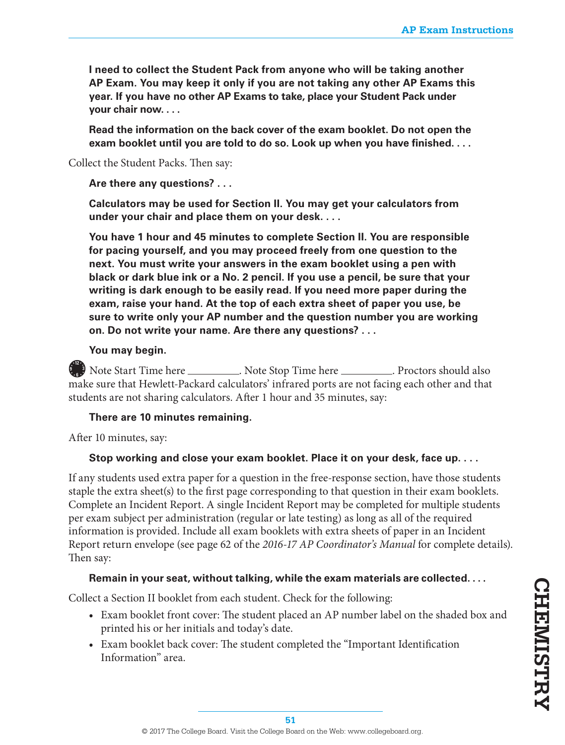**I need to collect the Student Pack from anyone who will be taking another AP Exam. You may keep it only if you are not taking any other AP Exams this year. If you have no other AP Exams to take, place your Student Pack under your chair now. . . .**

**Read the information on the back cover of the exam booklet. Do not open the exam booklet until you are told to do so. Look up when you have finished. . . .**

Collect the Student Packs. Then say:

**Are there any questions? . . .**

**Calculators may be used for Section II. You may get your calculators from under your chair and place them on your desk. . . .**

**You have 1 hour and 45 minutes to complete Section II. You are responsible for pacing yourself, and you may proceed freely from one question to the next. You must write your answers in the exam booklet using a pen with black or dark blue ink or a No. 2 pencil. If you use a pencil, be sure that your writing is dark enough to be easily read. If you need more paper during the exam, raise your hand. At the top of each extra sheet of paper you use, be sure to write only your AP number and the question number you are working on. Do not write your name. Are there any questions? . . .**

**You may begin.**

Note Start Time here __________. Note Stop Time here __________. Proctors should also make sure that Hewlett-Packard calculators' infrared ports are not facing each other and that students are not sharing calculators. After 1 hour and 35 minutes, say:

**There are 10 minutes remaining.**

After 10 minutes, say:

**Stop working and close your exam booklet. Place it on your desk, face up. . . .**

If any students used extra paper for a question in the free-response section, have those students staple the extra sheet(s) to the first page corresponding to that question in their exam booklets. Complete an Incident Report. A single Incident Report may be completed for multiple students per exam subject per administration (regular or late testing) as long as all of the required information is provided. Include all exam booklets with extra sheets of paper in an Incident Report return envelope (see page 62 of the *2016-17 AP Coordinator's Manual* for complete details). Then say:

**Remain in your seat, without talking, while the exam materials are collected. . . .**

Collect a Section II booklet from each student. Check for the following:

- Exam booklet front cover: The student placed an AP number label on the shaded box and printed his or her initials and today's date.
- Exam booklet back cover: The student completed the "Important Identification Information" area.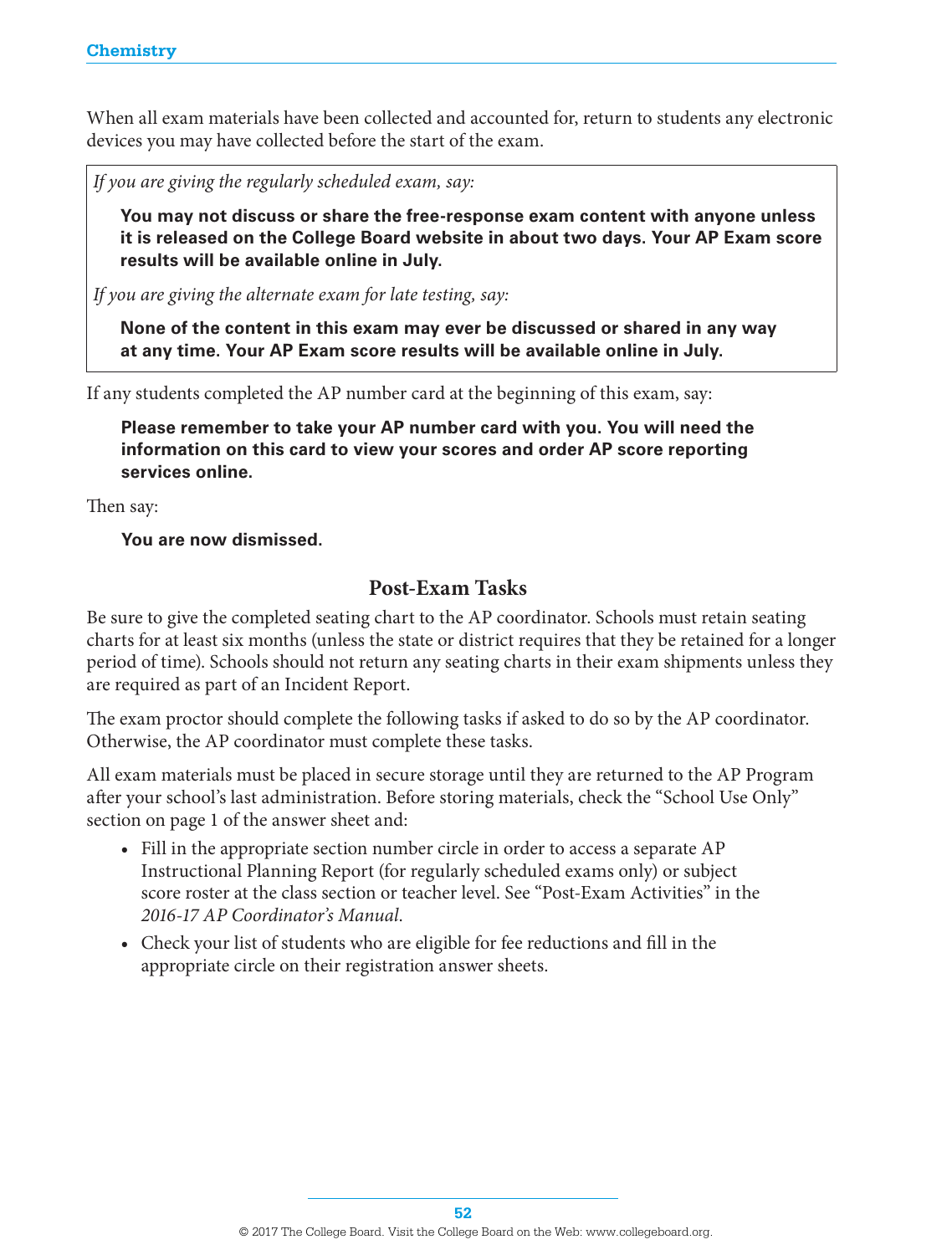When all exam materials have been collected and accounted for, return to students any electronic devices you may have collected before the start of the exam.

*If you are giving the regularly scheduled exam, say:*

> **You may not discuss or share the free-response exam content with anyone unless it is released on the College Board website in about two days. Your AP Exam score results will be available online in July.**

*If you are giving the alternate exam for late testing, say:*

> **None of the content in this exam may ever be discussed or shared in any way at any time. Your AP Exam score results will be available online in July.**

If any students completed the AP number card at the beginning of this exam, say:

> **Please remember to take your AP number card with you. You will need the information on this card to view your scores and order AP score reporting services online.**

Then say:

> **You are now dismissed.**

## Post-Exam Tasks

Be sure to give the completed seating chart to the AP coordinator. Schools must retain seating charts for at least six months (unless the state or district requires that they be retained for a longer period of time). Schools should not return any seating charts in their exam shipments unless they are required as part of an Incident Report.

The exam proctor should complete the following tasks if asked to do so by the AP coordinator. Otherwise, the AP coordinator must complete these tasks.

All exam materials must be placed in secure storage until they are returned to the AP Program after your school's last administration. Before storing materials, check the "School Use Only" section on page 1 of the answer sheet and:

- Fill in the appropriate section number circle in order to access a separate AP Instructional Planning Report (for regularly scheduled exams only) or subject score roster at the class section or teacher level. See "Post-Exam Activities" in the *2016-17 AP Coordinator's Manual*.
- Check your list of students who are eligible for fee reductions and fill in the appropriate circle on their registration answer sheets.